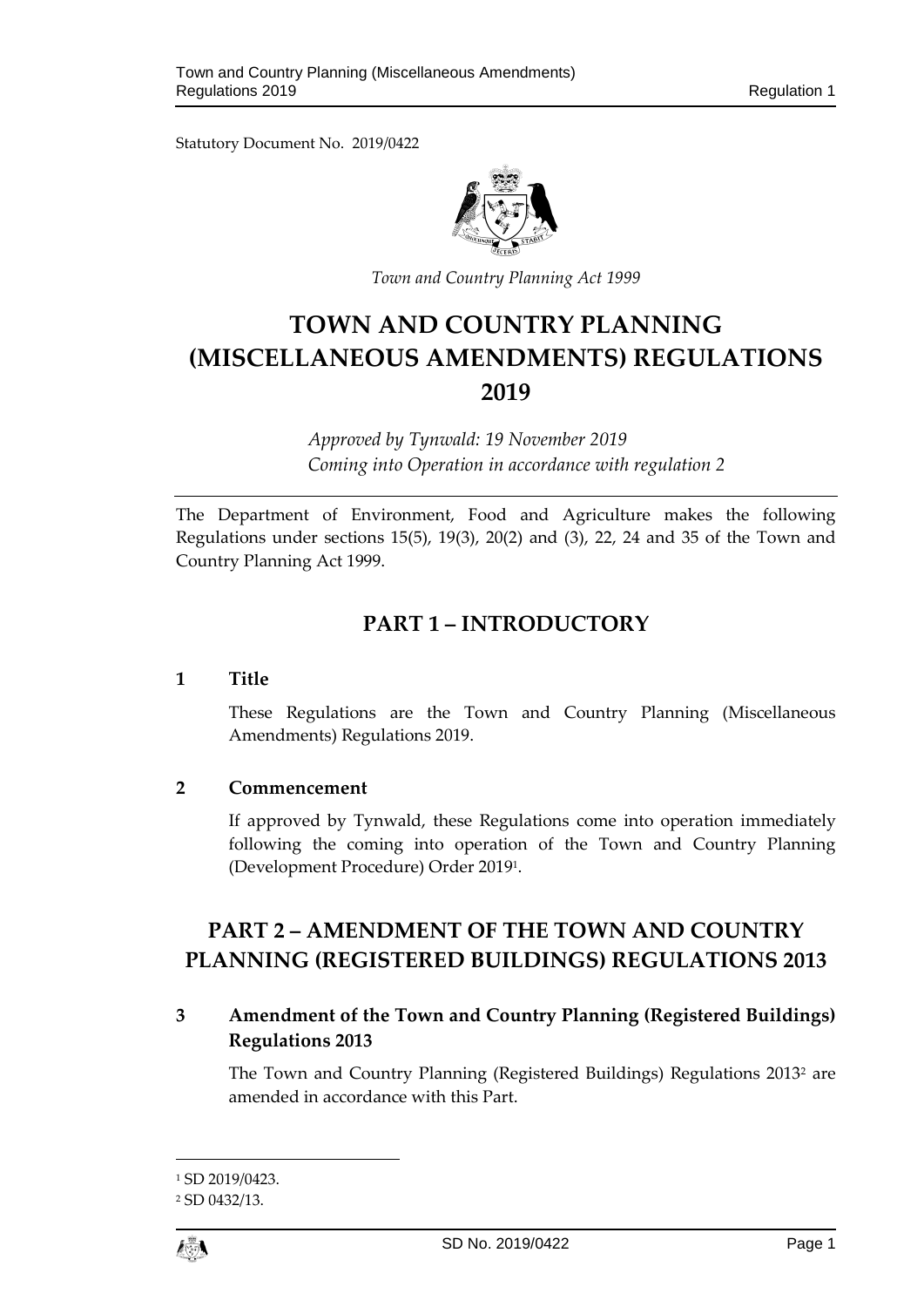Statutory Document No. 2019/0422

*Town and Country Planning Act 1999*

# TOWN AND COUNTRY PLANNING (MISCELLANEOUS AMENDMENTS) REGULATIONS 2019

*Approved by Tynwald: 19 November 2019*
*Coming into Operation in accordance with regulation 2*

The Department of Environment, Food and Agriculture makes the following Regulations under sections 15(5), 19(3), 20(2) and (3), 22, 24 and 35 of the Town and Country Planning Act 1999.

## PART 1 – INTRODUCTORY

### 1 Title

These Regulations are the Town and Country Planning (Miscellaneous Amendments) Regulations 2019.

### 2 Commencement

If approved by Tynwald, these Regulations come into operation immediately following the coming into operation of the Town and Country Planning (Development Procedure) Order 2019[1].

## PART 2 – AMENDMENT OF THE TOWN AND COUNTRY PLANNING (REGISTERED BUILDINGS) REGULATIONS 2013

### 3 Amendment of the Town and Country Planning (Registered Buildings) Regulations 2013

The Town and Country Planning (Registered Buildings) Regulations 2013[2] are amended in accordance with this Part.

[1] SD 2019/0423.

[2] SD 0432/13.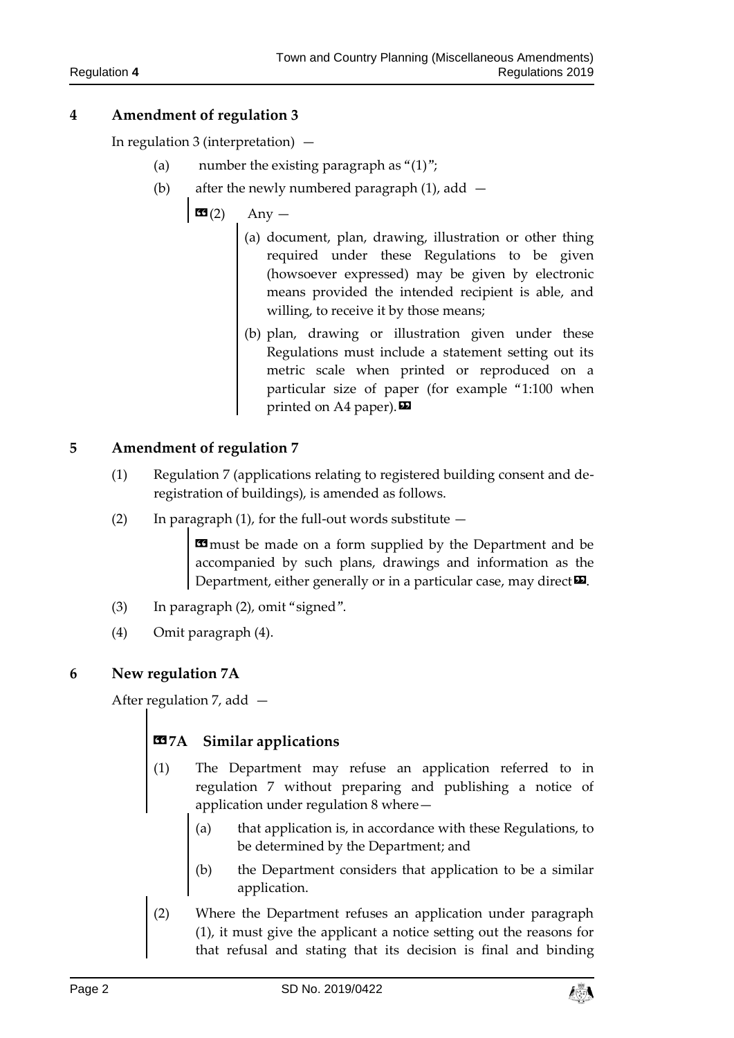## 4 Amendment of regulation 3

In regulation 3 (interpretation) —

(a) number the existing paragraph as "(1)";

(b) after the newly numbered paragraph (1), add —

«(2) Any —

(a) document, plan, drawing, illustration or other thing required under these Regulations to be given (howsoever expressed) may be given by electronic means provided the intended recipient is able, and willing, to receive it by those means;

(b) plan, drawing or illustration given under these Regulations must include a statement setting out its metric scale when printed or reproduced on a particular size of paper (for example "1:100 when printed on A4 paper).»

## 5 Amendment of regulation 7

(1) Regulation 7 (applications relating to registered building consent and de-registration of buildings), is amended as follows.

(2) In paragraph (1), for the full-out words substitute —

«must be made on a form supplied by the Department and be accompanied by such plans, drawings and information as the Department, either generally or in a particular case, may direct».

(3) In paragraph (2), omit "signed".

(4) Omit paragraph (4).

## 6 New regulation 7A

After regulation 7, add —

### «7A Similar applications

(1) The Department may refuse an application referred to in regulation 7 without preparing and publishing a notice of application under regulation 8 where—

(a) that application is, in accordance with these Regulations, to be determined by the Department; and

(b) the Department considers that application to be a similar application.

(2) Where the Department refuses an application under paragraph (1), it must give the applicant a notice setting out the reasons for that refusal and stating that its decision is final and binding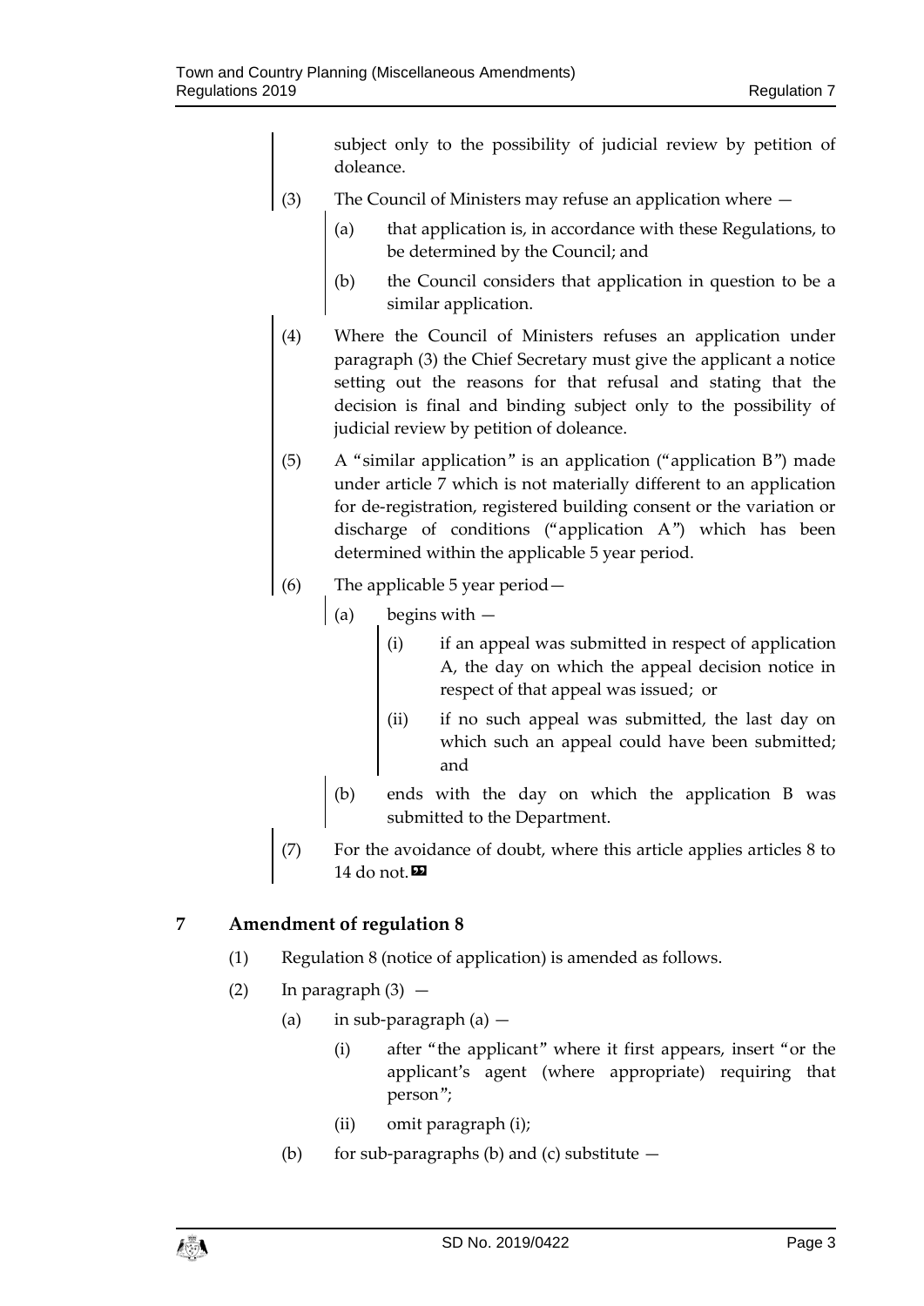subject only to the possibility of judicial review by petition of doleance.

(3) The Council of Ministers may refuse an application where —

(a) that application is, in accordance with these Regulations, to be determined by the Council; and

(b) the Council considers that application in question to be a similar application.

(4) Where the Council of Ministers refuses an application under paragraph (3) the Chief Secretary must give the applicant a notice setting out the reasons for that refusal and stating that the decision is final and binding subject only to the possibility of judicial review by petition of doleance.

(5) A "similar application" is an application ("application B") made under article 7 which is not materially different to an application for de-registration, registered building consent or the variation or discharge of conditions ("application A") which has been determined within the applicable 5 year period.

(6) The applicable 5 year period—

(a) begins with —

(i) if an appeal was submitted in respect of application A, the day on which the appeal decision notice in respect of that appeal was issued; or

(ii) if no such appeal was submitted, the last day on which such an appeal could have been submitted; and

(b) ends with the day on which the application B was submitted to the Department.

(7) For the avoidance of doubt, where this article applies articles 8 to 14 do not.»

## 7 Amendment of regulation 8

(1) Regulation 8 (notice of application) is amended as follows.

(2) In paragraph (3) —

(a) in sub-paragraph (a) —

(i) after "the applicant" where it first appears, insert "or the applicant's agent (where appropriate) requiring that person";

(ii) omit paragraph (i);

(b) for sub-paragraphs (b) and (c) substitute —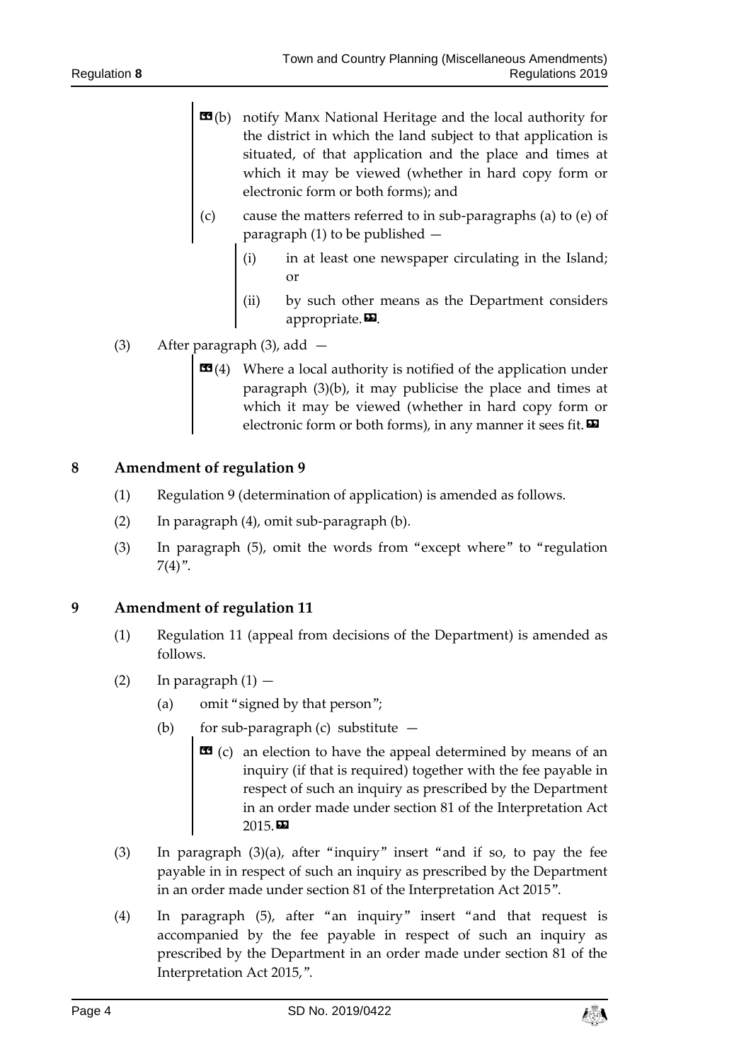"(b) notify Manx National Heritage and the local authority for the district in which the land subject to that application is situated, of that application and the place and times at which it may be viewed (whether in hard copy form or electronic form or both forms); and

(c) cause the matters referred to in sub-paragraphs (a) to (e) of paragraph (1) to be published —

(i) in at least one newspaper circulating in the Island; or

(ii) by such other means as the Department considers appropriate.".

(3) After paragraph (3), add —

"(4) Where a local authority is notified of the application under paragraph (3)(b), it may publicise the place and times at which it may be viewed (whether in hard copy form or electronic form or both forms), in any manner it sees fit."

## 8 Amendment of regulation 9

(1) Regulation 9 (determination of application) is amended as follows.

(2) In paragraph (4), omit sub-paragraph (b).

(3) In paragraph (5), omit the words from "except where" to "regulation 7(4)".

## 9 Amendment of regulation 11

(1) Regulation 11 (appeal from decisions of the Department) is amended as follows.

(2) In paragraph (1) —

(a) omit "signed by that person";

(b) for sub-paragraph (c) substitute —

"(c) an election to have the appeal determined by means of an inquiry (if that is required) together with the fee payable in respect of such an inquiry as prescribed by the Department in an order made under section 81 of the Interpretation Act 2015."

(3) In paragraph (3)(a), after "inquiry" insert "and if so, to pay the fee payable in in respect of such an inquiry as prescribed by the Department in an order made under section 81 of the Interpretation Act 2015".

(4) In paragraph (5), after "an inquiry" insert "and that request is accompanied by the fee payable in respect of such an inquiry as prescribed by the Department in an order made under section 81 of the Interpretation Act 2015,".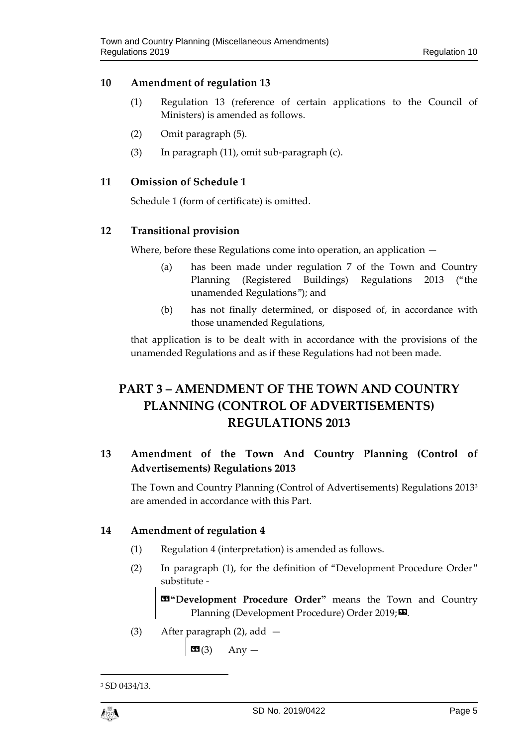## 10 Amendment of regulation 13

(1) Regulation 13 (reference of certain applications to the Council of Ministers) is amended as follows.

(2) Omit paragraph (5).

(3) In paragraph (11), omit sub-paragraph (c).

## 11 Omission of Schedule 1

Schedule 1 (form of certificate) is omitted.

## 12 Transitional provision

Where, before these Regulations come into operation, an application —

(a) has been made under regulation 7 of the Town and Country Planning (Registered Buildings) Regulations 2013 ("the unamended Regulations"); and

(b) has not finally determined, or disposed of, in accordance with those unamended Regulations,

that application is to be dealt with in accordance with the provisions of the unamended Regulations and as if these Regulations had not been made.

# PART 3 – AMENDMENT OF THE TOWN AND COUNTRY PLANNING (CONTROL OF ADVERTISEMENTS) REGULATIONS 2013

## 13 Amendment of the Town And Country Planning (Control of Advertisements) Regulations 2013

The Town and Country Planning (Control of Advertisements) Regulations 2013[3] are amended in accordance with this Part.

## 14 Amendment of regulation 4

(1) Regulation 4 (interpretation) is amended as follows.

(2) In paragraph (1), for the definition of "Development Procedure Order" substitute -

> «**"Development Procedure Order"** means the Town and Country Planning (Development Procedure) Order 2019;».

(3) After paragraph (2), add —

> «(3) Any —

[3] SD 0434/13.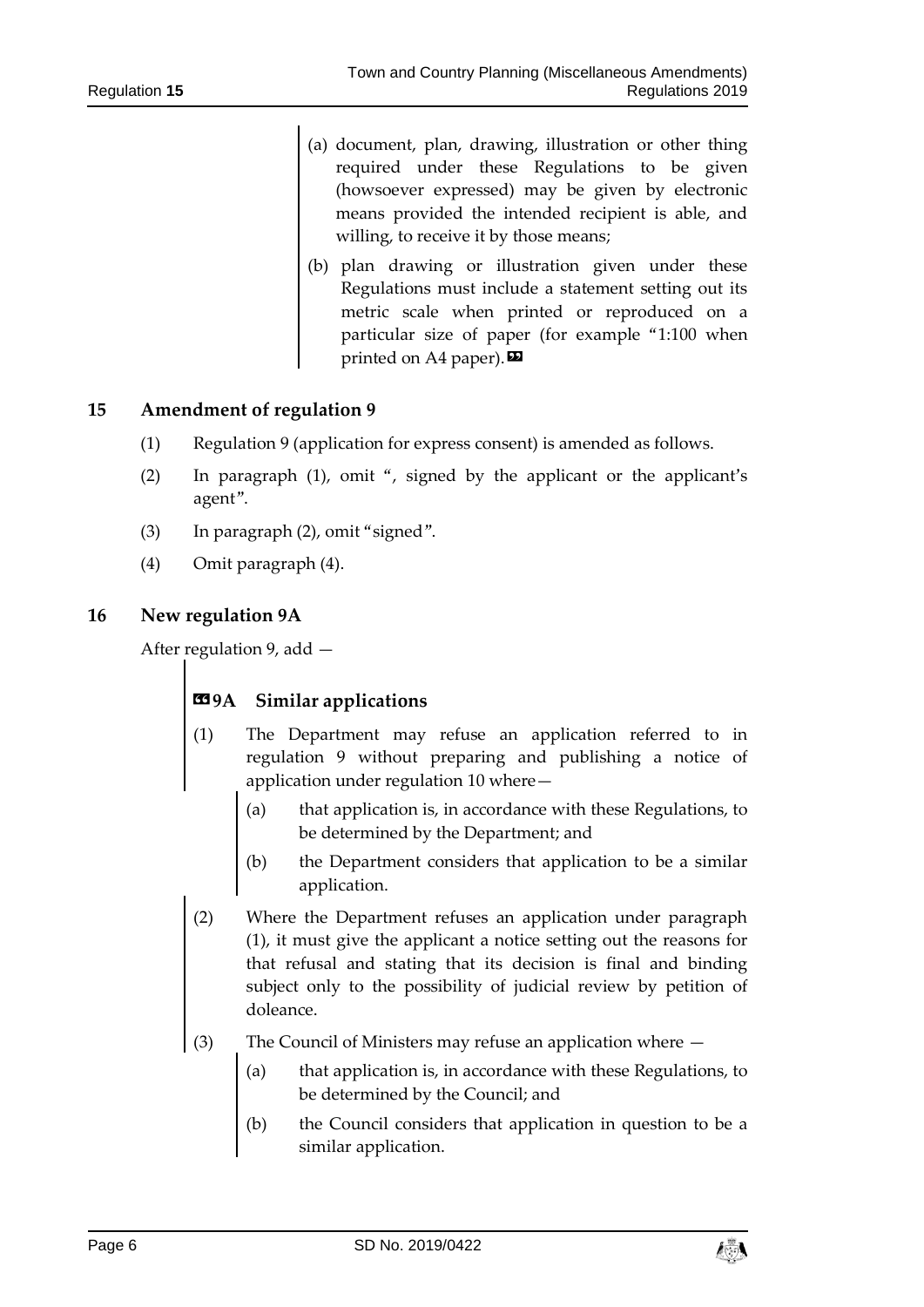(a) document, plan, drawing, illustration or other thing required under these Regulations to be given (howsoever expressed) may be given by electronic means provided the intended recipient is able, and willing, to receive it by those means;

(b) plan drawing or illustration given under these Regulations must include a statement setting out its metric scale when printed or reproduced on a particular size of paper (for example "1:100 when printed on A4 paper).»

## 15 Amendment of regulation 9

(1) Regulation 9 (application for express consent) is amended as follows.

(2) In paragraph (1), omit ", signed by the applicant or the applicant's agent".

(3) In paragraph (2), omit "signed".

(4) Omit paragraph (4).

## 16 New regulation 9A

After regulation 9, add —

### «9A Similar applications

(1) The Department may refuse an application referred to in regulation 9 without preparing and publishing a notice of application under regulation 10 where—

(a) that application is, in accordance with these Regulations, to be determined by the Department; and

(b) the Department considers that application to be a similar application.

(2) Where the Department refuses an application under paragraph (1), it must give the applicant a notice setting out the reasons for that refusal and stating that its decision is final and binding subject only to the possibility of judicial review by petition of doleance.

(3) The Council of Ministers may refuse an application where —

(a) that application is, in accordance with these Regulations, to be determined by the Council; and

(b) the Council considers that application in question to be a similar application.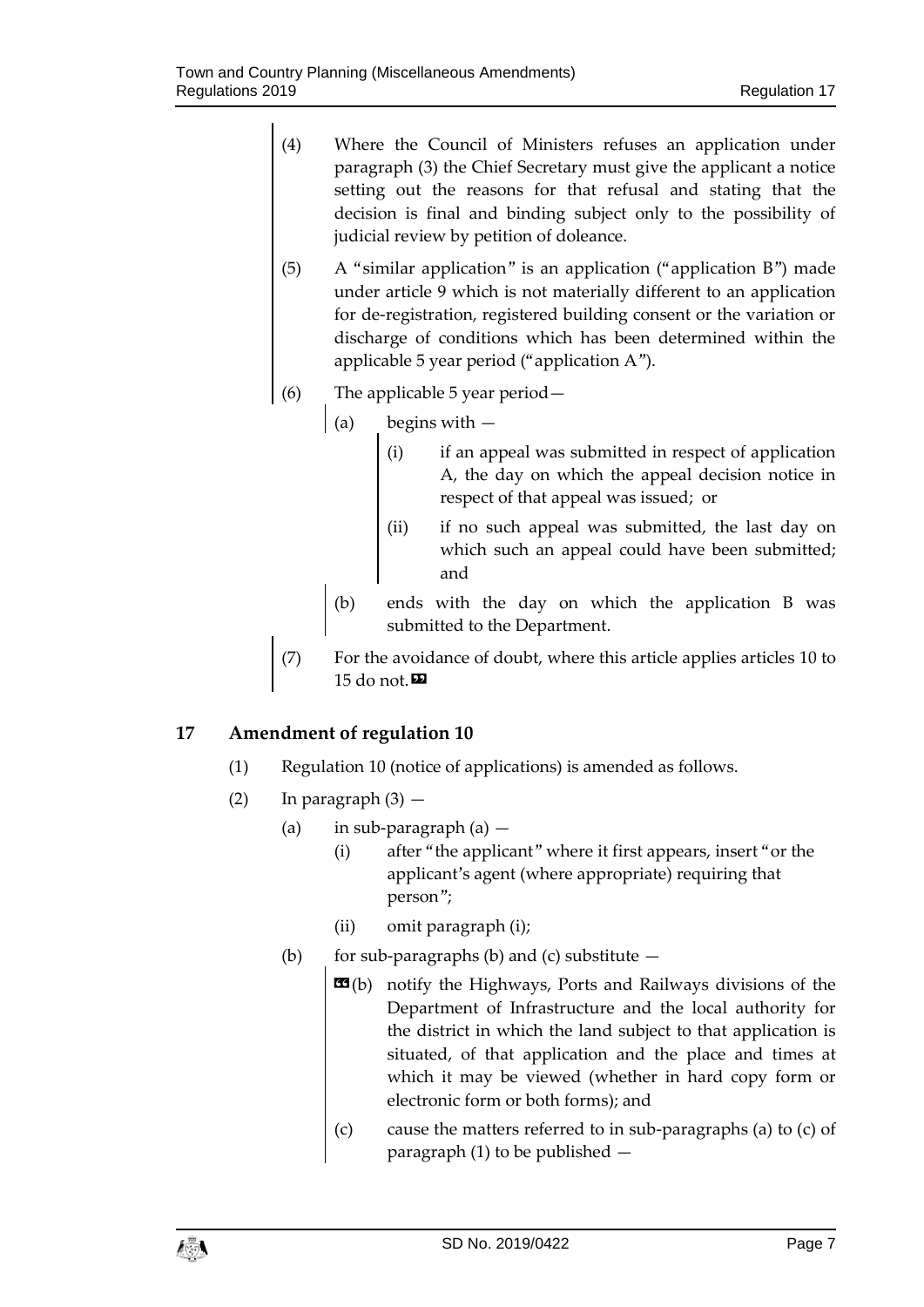(4) Where the Council of Ministers refuses an application under paragraph (3) the Chief Secretary must give the applicant a notice setting out the reasons for that refusal and stating that the decision is final and binding subject only to the possibility of judicial review by petition of doleance.

(5) A "similar application" is an application ("application B") made under article 9 which is not materially different to an application for de-registration, registered building consent or the variation or discharge of conditions which has been determined within the applicable 5 year period ("application A").

(6) The applicable 5 year period—

(a) begins with —

(i) if an appeal was submitted in respect of application A, the day on which the appeal decision notice in respect of that appeal was issued; or

(ii) if no such appeal was submitted, the last day on which such an appeal could have been submitted; and

(b) ends with the day on which the application B was submitted to the Department.

(7) For the avoidance of doubt, where this article applies articles 10 to 15 do not.»

## 17 Amendment of regulation 10

(1) Regulation 10 (notice of applications) is amended as follows.

(2) In paragraph (3) —

(a) in sub-paragraph (a) —

(i) after "the applicant" where it first appears, insert "or the applicant's agent (where appropriate) requiring that person";

(ii) omit paragraph (i);

(b) for sub-paragraphs (b) and (c) substitute —

«(b) notify the Highways, Ports and Railways divisions of the Department of Infrastructure and the local authority for the district in which the land subject to that application is situated, of that application and the place and times at which it may be viewed (whether in hard copy form or electronic form or both forms); and

(c) cause the matters referred to in sub-paragraphs (a) to (c) of paragraph (1) to be published —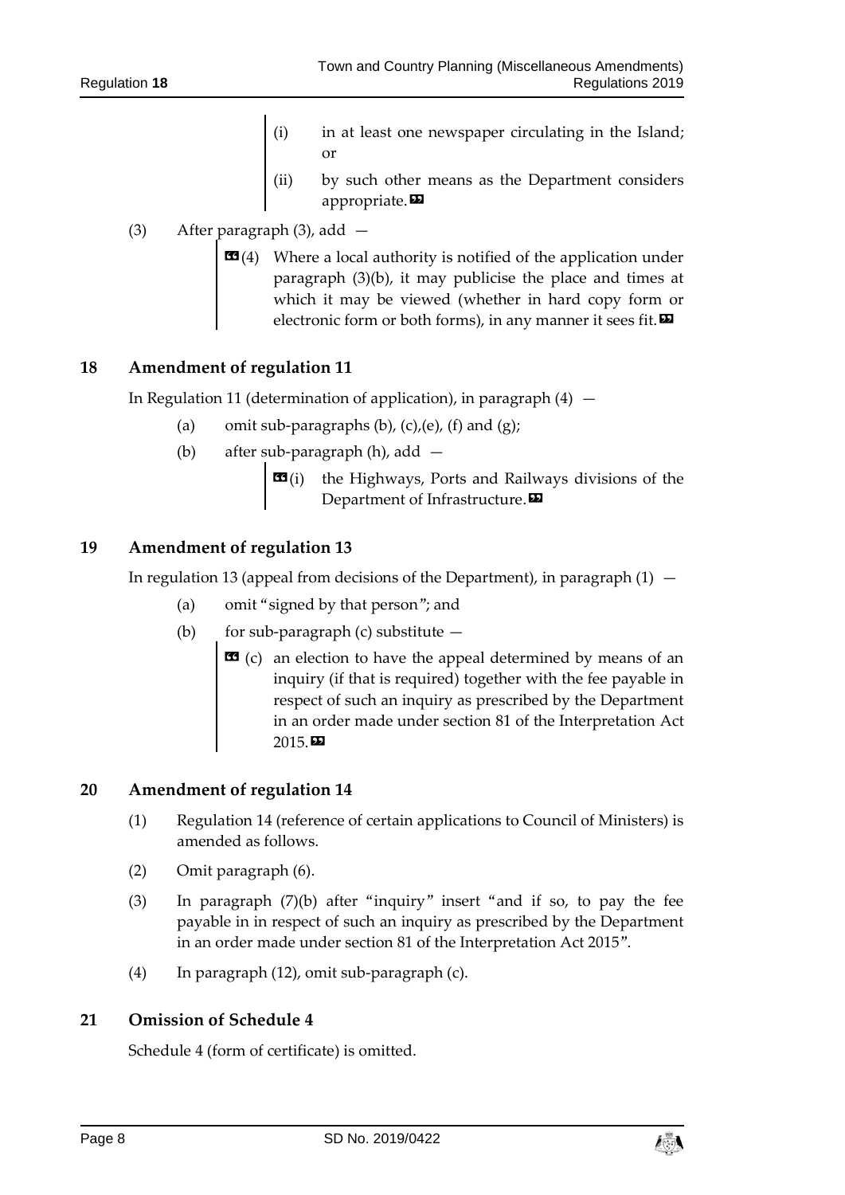(i) in at least one newspaper circulating in the Island; or

(ii) by such other means as the Department considers appropriate.»

(3) After paragraph (3), add —

«(4) Where a local authority is notified of the application under paragraph (3)(b), it may publicise the place and times at which it may be viewed (whether in hard copy form or electronic form or both forms), in any manner it sees fit.»

## 18 Amendment of regulation 11

In Regulation 11 (determination of application), in paragraph (4) —

(a) omit sub-paragraphs (b), (c),(e), (f) and (g);

(b) after sub-paragraph (h), add —

«(i) the Highways, Ports and Railways divisions of the Department of Infrastructure.»

## 19 Amendment of regulation 13

In regulation 13 (appeal from decisions of the Department), in paragraph (1) —

(a) omit "signed by that person"; and

(b) for sub-paragraph (c) substitute —

«(c) an election to have the appeal determined by means of an inquiry (if that is required) together with the fee payable in respect of such an inquiry as prescribed by the Department in an order made under section 81 of the Interpretation Act 2015.»

## 20 Amendment of regulation 14

(1) Regulation 14 (reference of certain applications to Council of Ministers) is amended as follows.

(2) Omit paragraph (6).

(3) In paragraph (7)(b) after "inquiry" insert "and if so, to pay the fee payable in in respect of such an inquiry as prescribed by the Department in an order made under section 81 of the Interpretation Act 2015".

(4) In paragraph (12), omit sub-paragraph (c).

## 21 Omission of Schedule 4

Schedule 4 (form of certificate) is omitted.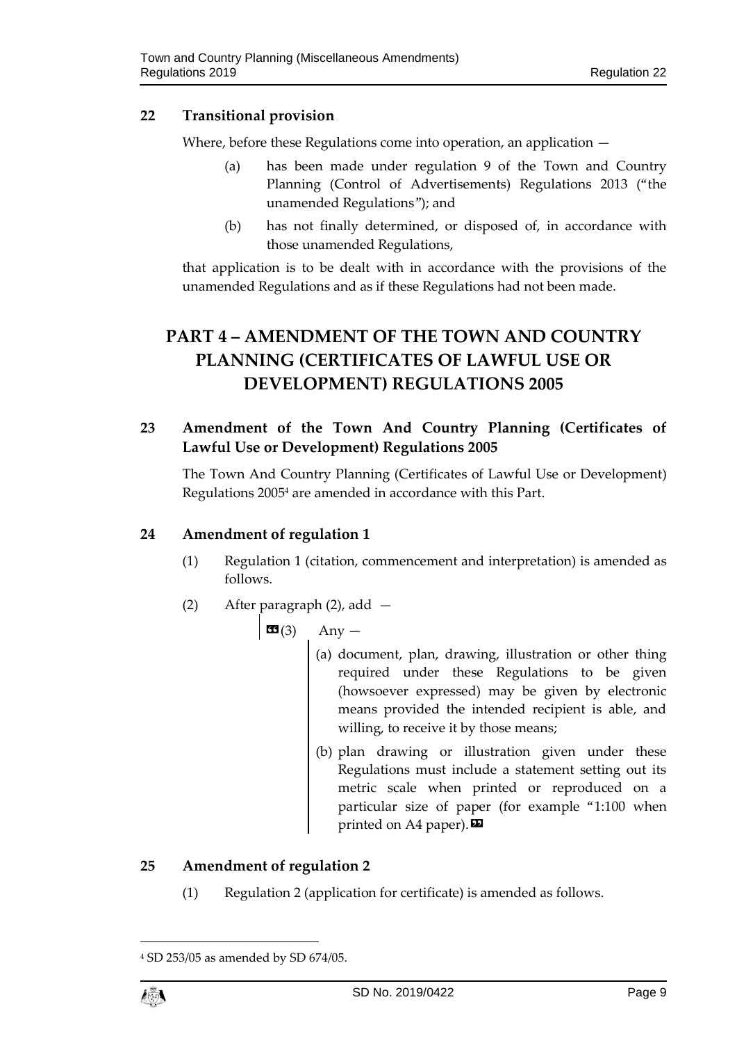## 22 Transitional provision

Where, before these Regulations come into operation, an application —

(a) has been made under regulation 9 of the Town and Country Planning (Control of Advertisements) Regulations 2013 ("the unamended Regulations"); and

(b) has not finally determined, or disposed of, in accordance with those unamended Regulations,

that application is to be dealt with in accordance with the provisions of the unamended Regulations and as if these Regulations had not been made.

# PART 4 – AMENDMENT OF THE TOWN AND COUNTRY PLANNING (CERTIFICATES OF LAWFUL USE OR DEVELOPMENT) REGULATIONS 2005

## 23 Amendment of the Town And Country Planning (Certificates of Lawful Use or Development) Regulations 2005

The Town And Country Planning (Certificates of Lawful Use or Development) Regulations 2005[4] are amended in accordance with this Part.

## 24 Amendment of regulation 1

(1) Regulation 1 (citation, commencement and interpretation) is amended as follows.

(2) After paragraph (2), add —

> «(3) Any —
>
> (a) document, plan, drawing, illustration or other thing required under these Regulations to be given (howsoever expressed) may be given by electronic means provided the intended recipient is able, and willing, to receive it by those means;
>
> (b) plan drawing or illustration given under these Regulations must include a statement setting out its metric scale when printed or reproduced on a particular size of paper (for example "1:100 when printed on A4 paper).»

## 25 Amendment of regulation 2

(1) Regulation 2 (application for certificate) is amended as follows.

---

[4] SD 253/05 as amended by SD 674/05.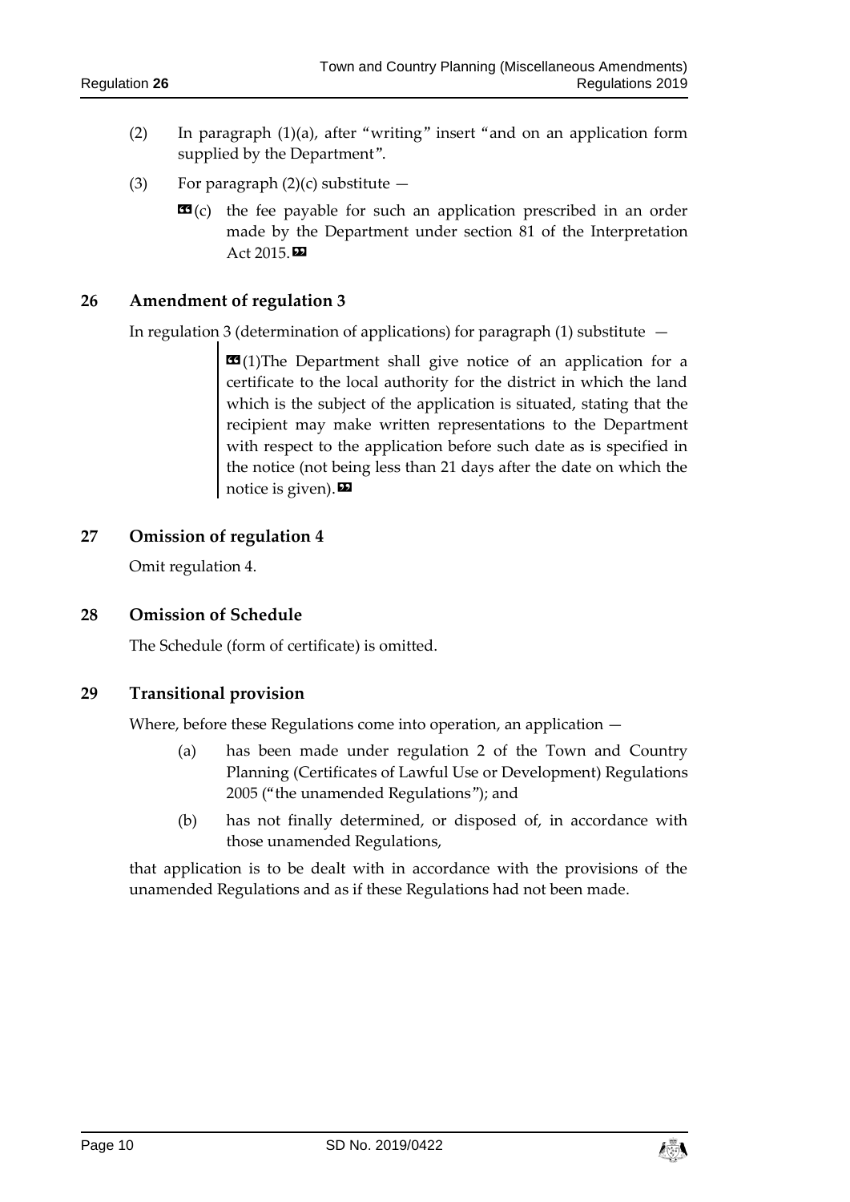(2) In paragraph (1)(a), after "writing" insert "and on an application form supplied by the Department".

(3) For paragraph (2)(c) substitute —

> «(c) the fee payable for such an application prescribed in an order made by the Department under section 81 of the Interpretation Act 2015.»

### 26 Amendment of regulation 3

In regulation 3 (determination of applications) for paragraph (1) substitute —

> «(1)The Department shall give notice of an application for a certificate to the local authority for the district in which the land which is the subject of the application is situated, stating that the recipient may make written representations to the Department with respect to the application before such date as is specified in the notice (not being less than 21 days after the date on which the notice is given).»

### 27 Omission of regulation 4

Omit regulation 4.

### 28 Omission of Schedule

The Schedule (form of certificate) is omitted.

### 29 Transitional provision

Where, before these Regulations come into operation, an application —

(a) has been made under regulation 2 of the Town and Country Planning (Certificates of Lawful Use or Development) Regulations 2005 ("the unamended Regulations"); and

(b) has not finally determined, or disposed of, in accordance with those unamended Regulations,

that application is to be dealt with in accordance with the provisions of the unamended Regulations and as if these Regulations had not been made.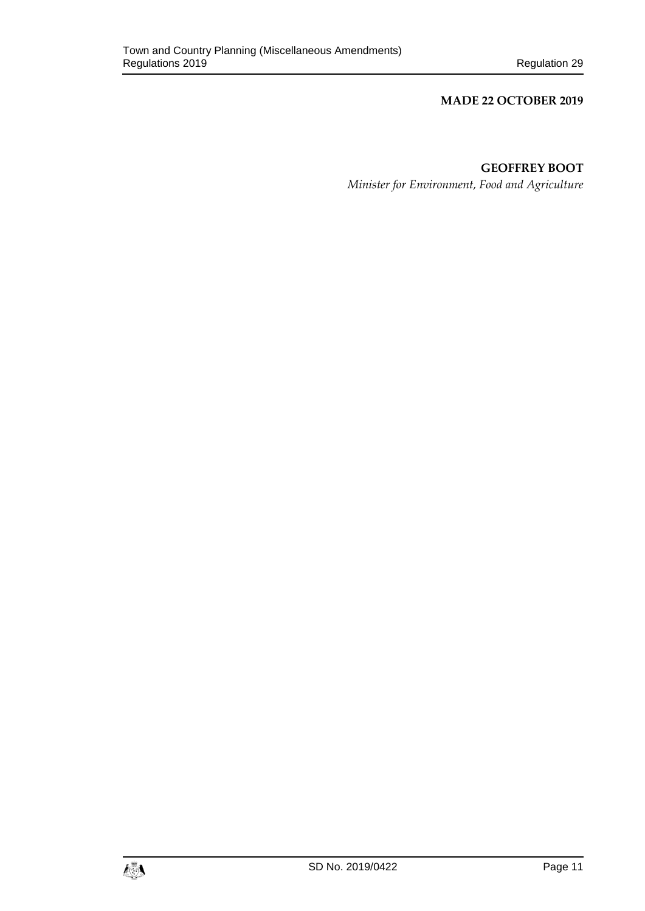**MADE 22 OCTOBER 2019**

**GEOFFREY BOOT**

*Minister for Environment, Food and Agriculture*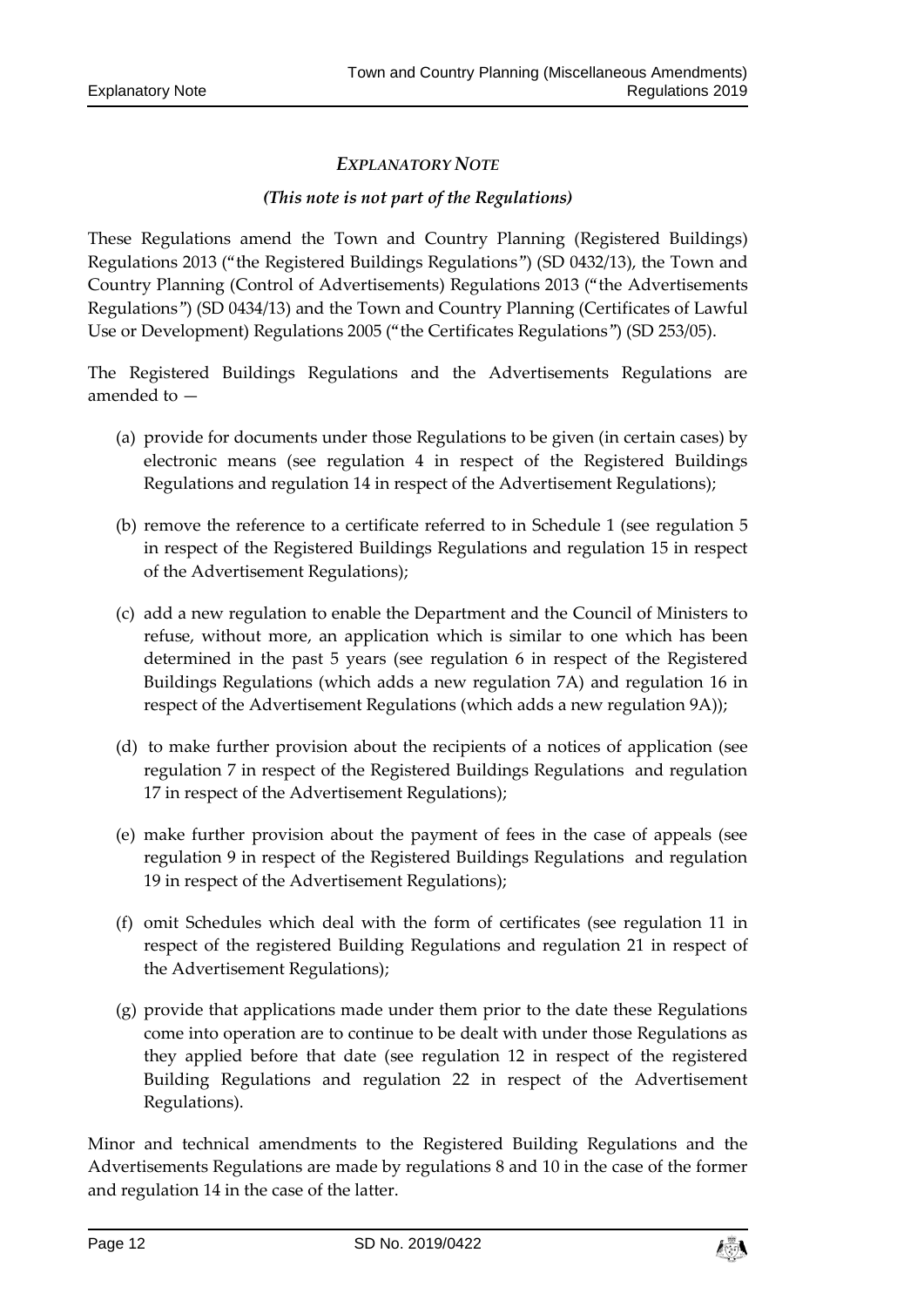## *EXPLANATORY NOTE*

***(This note is not part of the Regulations)***

These Regulations amend the Town and Country Planning (Registered Buildings) Regulations 2013 ("the Registered Buildings Regulations") (SD 0432/13), the Town and Country Planning (Control of Advertisements) Regulations 2013 ("the Advertisements Regulations") (SD 0434/13) and the Town and Country Planning (Certificates of Lawful Use or Development) Regulations 2005 ("the Certificates Regulations") (SD 253/05).

The Registered Buildings Regulations and the Advertisements Regulations are amended to —

(a) provide for documents under those Regulations to be given (in certain cases) by electronic means (see regulation 4 in respect of the Registered Buildings Regulations and regulation 14 in respect of the Advertisement Regulations);

(b) remove the reference to a certificate referred to in Schedule 1 (see regulation 5 in respect of the Registered Buildings Regulations and regulation 15 in respect of the Advertisement Regulations);

(c) add a new regulation to enable the Department and the Council of Ministers to refuse, without more, an application which is similar to one which has been determined in the past 5 years (see regulation 6 in respect of the Registered Buildings Regulations (which adds a new regulation 7A) and regulation 16 in respect of the Advertisement Regulations (which adds a new regulation 9A));

(d) to make further provision about the recipients of a notices of application (see regulation 7 in respect of the Registered Buildings Regulations and regulation 17 in respect of the Advertisement Regulations);

(e) make further provision about the payment of fees in the case of appeals (see regulation 9 in respect of the Registered Buildings Regulations and regulation 19 in respect of the Advertisement Regulations);

(f) omit Schedules which deal with the form of certificates (see regulation 11 in respect of the registered Building Regulations and regulation 21 in respect of the Advertisement Regulations);

(g) provide that applications made under them prior to the date these Regulations come into operation are to continue to be dealt with under those Regulations as they applied before that date (see regulation 12 in respect of the registered Building Regulations and regulation 22 in respect of the Advertisement Regulations).

Minor and technical amendments to the Registered Building Regulations and the Advertisements Regulations are made by regulations 8 and 10 in the case of the former and regulation 14 in the case of the latter.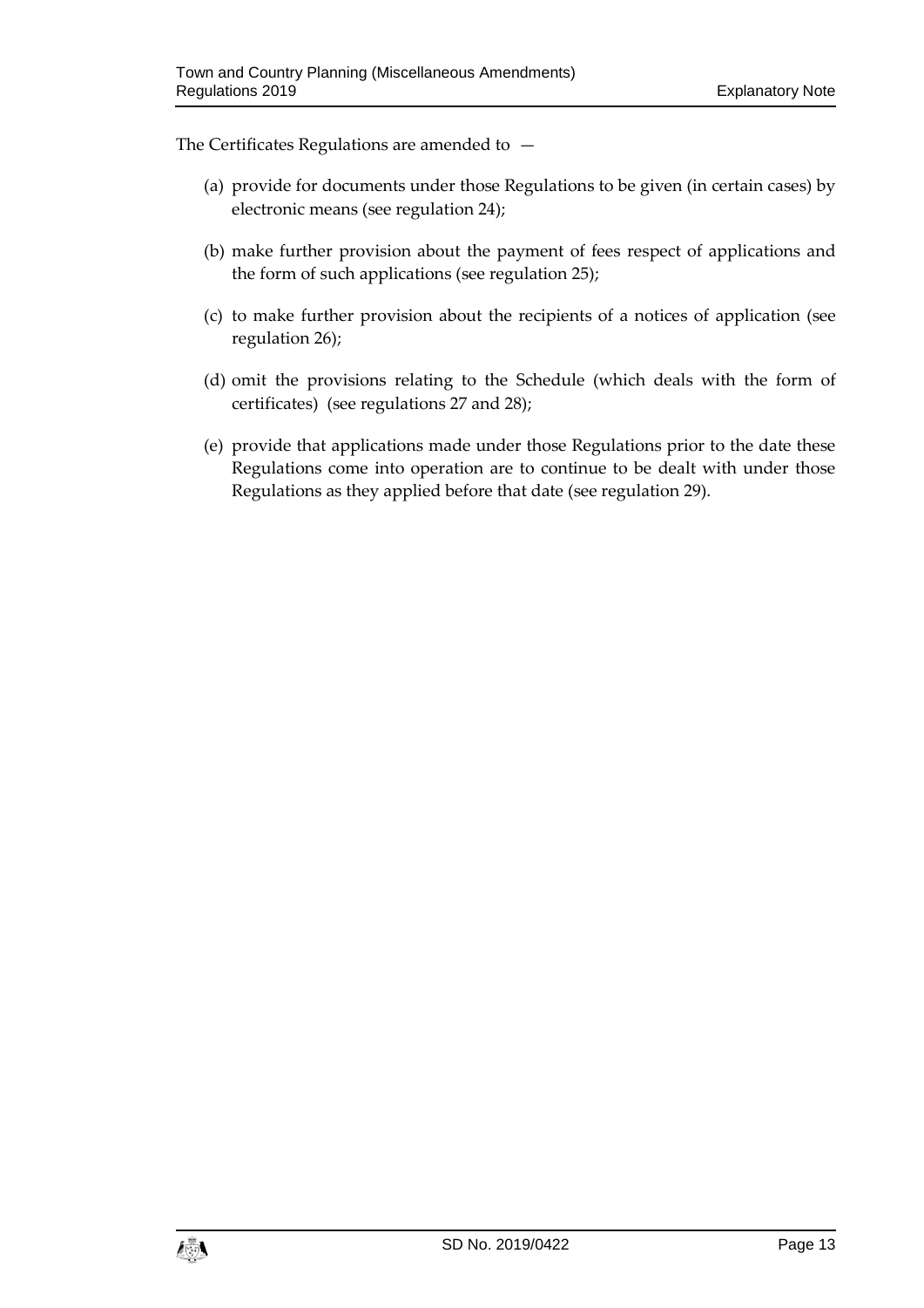The Certificates Regulations are amended to —

(a) provide for documents under those Regulations to be given (in certain cases) by electronic means (see regulation 24);

(b) make further provision about the payment of fees respect of applications and the form of such applications (see regulation 25);

(c) to make further provision about the recipients of a notices of application (see regulation 26);

(d) omit the provisions relating to the Schedule (which deals with the form of certificates) (see regulations 27 and 28);

(e) provide that applications made under those Regulations prior to the date these Regulations come into operation are to continue to be dealt with under those Regulations as they applied before that date (see regulation 29).